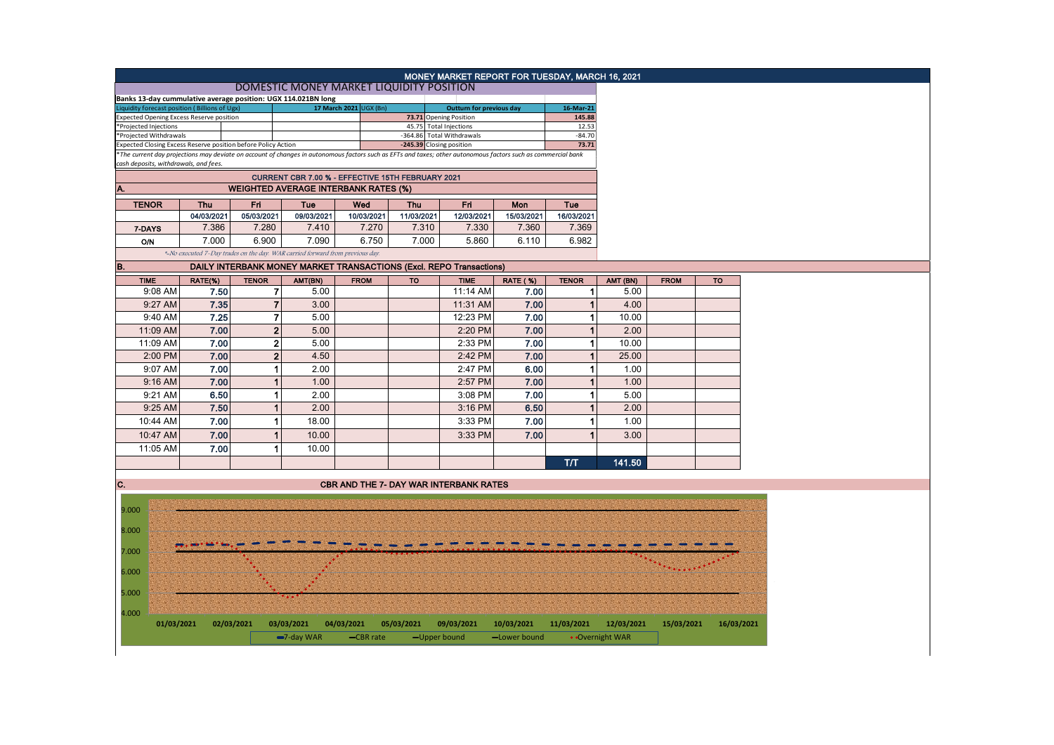# MONEY MARKET REPORT FOR TUESDAY, MARCH 16, 2021

## DOMESTIC MONEY MARKET LIQUIDITY POSITION

**Banks 13-day cummulative average position: UGX 114.021BN long**

| Liquidity forecast position ( Billions of Ugx) | 17 March 2021 | UGX (Bn) | Outturn for previous day | 16-Mar-21 |
|---|---|---|---|---|
| Expected Opening Excess Reserve position | | 73.71 | Opening Position | 145.88 |
| *Projected Injections | | 45.75 | Total Injections | 12.53 |
| *Projected Withdrawals | | -364.86 | Total Withdrawals | -84.70 |
| Expected Closing Excess Reserve position before Policy Action | | -245.39 | Closing position | 73.71 |

*The current day projections may deviate on account of changes in autonomous factors such as EFTs and taxes; other autonomous factors such as commercial bank cash deposits, withdrawals, and fees.*

**CURRENT CBR 7.00 % - EFFECTIVE 15TH FEBRUARY 2021**

## A. WEIGHTED AVERAGE INTERBANK RATES (%)

| TENOR | Thu | Fri | Tue | Wed | Thu | Fri | Mon | Tue |
|---|---|---|---|---|---|---|---|---|
| | 04/03/2021 | 05/03/2021 | 09/03/2021 | 10/03/2021 | 11/03/2021 | 12/03/2021 | 15/03/2021 | 16/03/2021 |
| 7-DAYS | 7.386 | 7.280 | 7.410 | 7.270 | 7.310 | 7.330 | 7.360 | 7.369 |
| O/N | 7.000 | 6.900 | 7.090 | 6.750 | 7.000 | 5.860 | 6.110 | 6.982 |

*-No executed 7-Day trades on the day. WAR carried forward from previous day.*

## B. DAILY INTERBANK MONEY MARKET TRANSACTIONS (Excl. REPO Transactions)

| TIME | RATE(%) | TENOR | AMT(BN) | FROM | TO | TIME | RATE ( %) | TENOR | AMT (BN) | FROM | TO |
|---|---|---|---|---|---|---|---|---|---|---|---|
| 9:08 AM | 7.50 | 7 | 5.00 | | | 11:14 AM | 7.00 | 1 | 5.00 | | |
| 9:27 AM | 7.35 | 7 | 3.00 | | | 11:31 AM | 7.00 | 1 | 4.00 | | |
| 9:40 AM | 7.25 | 7 | 5.00 | | | 12:23 PM | 7.00 | 1 | 10.00 | | |
| 11:09 AM | 7.00 | 2 | 5.00 | | | 2:20 PM | 7.00 | 1 | 2.00 | | |
| 11:09 AM | 7.00 | 2 | 5.00 | | | 2:33 PM | 7.00 | 1 | 10.00 | | |
| 2:00 PM | 7.00 | 2 | 4.50 | | | 2:42 PM | 7.00 | 1 | 25.00 | | |
| 9:07 AM | 7.00 | 1 | 2.00 | | | 2:47 PM | 6.00 | 1 | 1.00 | | |
| 9:16 AM | 7.00 | 1 | 1.00 | | | 2:57 PM | 7.00 | 1 | 1.00 | | |
| 9:21 AM | 6.50 | 1 | 2.00 | | | 3:08 PM | 7.00 | 1 | 5.00 | | |
| 9:25 AM | 7.50 | 1 | 2.00 | | | 3:16 PM | 6.50 | 1 | 2.00 | | |
| 10:44 AM | 7.00 | 1 | 18.00 | | | 3:33 PM | 7.00 | 1 | 1.00 | | |
| 10:47 AM | 7.00 | 1 | 10.00 | | | 3:33 PM | 7.00 | 1 | 3.00 | | |
| 11:05 AM | 7.00 | 1 | 10.00 | | | | | | | | |
| | | | | | | | | T/T | 141.50 | | |

## C. CBR AND THE 7- DAY WAR INTERBANK RATES

Legend: 7-day WAR, CBR rate, Upper bound, Lower bound, Overnight WAR

Y-axis: 4.000 – 9.000; X-axis: 01/03/2021, 02/03/2021, 03/03/2021, 04/03/2021, 05/03/2021, 09/03/2021, 10/03/2021, 11/03/2021, 12/03/2021, 15/03/2021, 16/03/2021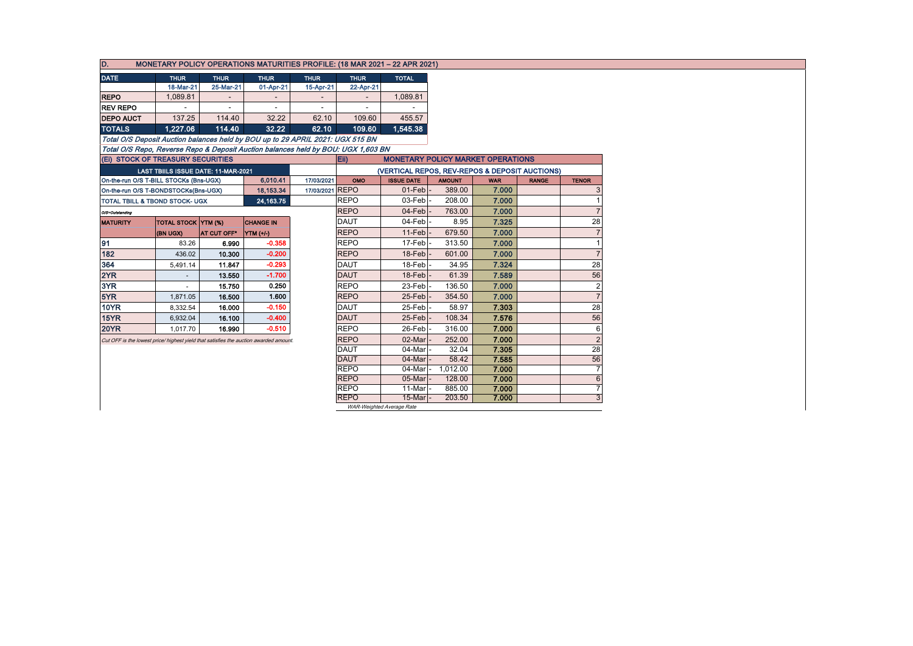## D. MONETARY POLICY OPERATIONS MATURITIES PROFILE: (18 MAR 2021 – 22 APR 2021)

| DATE | THUR | THUR | THUR | THUR | THUR | TOTAL |
|---|---|---|---|---|---|---|
| | 18-Mar-21 | 25-Mar-21 | 01-Apr-21 | 15-Apr-21 | 22-Apr-21 | |
| REPO | 1,089.81 | - | - | - | - | 1,089.81 |
| REV REPO | - | - | - | - | - | - |
| DEPO AUCT | 137.25 | 114.40 | 32.22 | 62.10 | 109.60 | 455.57 |
| TOTALS | 1,227.06 | 114.40 | 32.22 | 62.10 | 109.60 | 1,545.38 |

*Total O/S Deposit Auction balances held by BOU up to 29 APRIL 2021: UGX 515 BN*

*Total O/S Repo, Reverse Repo & Deposit Auction balances held by BOU: UGX 1,603 BN*

### (Ei) STOCK OF TREASURY SECURITIES

| LAST TBIILS ISSUE DATE: 11-MAR-2021 | | |
|---|---|---|
| On-the-run O/S T-BILL STOCKs (Bns-UGX) | 6,010.41 | 17/03/2021 |
| On-the-run O/S T-BONDSTOCKs(Bns-UGX) | 18,153.34 | 17/03/2021 |
| TOTAL TBILL & TBOND STOCK- UGX | 24,163.75 | |

*O/S=Outstanding*

| MATURITY | TOTAL STOCK (BN UGX) | YTM (%) AT CUT OFF* | CHANGE IN YTM (+/-) |
|---|---|---|---|
| 91 | 83.26 | 6.990 | -0.358 |
| 182 | 436.02 | 10.300 | -0.200 |
| 364 | 5,491.14 | 11.847 | -0.293 |
| 2YR | - | 13.550 | -1.700 |
| 3YR | - | 15.750 | 0.250 |
| 5YR | 1,871.05 | 16.500 | 1.600 |
| 10YR | 8,332.54 | 16.000 | -0.150 |
| 15YR | 6,932.04 | 16.100 | -0.400 |
| 20YR | 1,017.70 | 16.990 | -0.510 |

*Cut OFF is the lowest price/ highest yield that satisfies the auction awarded amount.*

### Eii) MONETARY POLICY MARKET OPERATIONS

(VERTICAL REPOS, REV-REPOS & DEPOSIT AUCTIONS)

| OMO | ISSUE DATE | AMOUNT | WAR | RANGE | TENOR |
|---|---|---|---|---|---|
| REPO | 01-Feb | 389.00 | 7.000 | | 3 |
| REPO | 03-Feb | 208.00 | 7.000 | | 1 |
| REPO | 04-Feb | 763.00 | 7.000 | | 7 |
| DAUT | 04-Feb | 8.95 | 7.325 | | 28 |
| REPO | 11-Feb | 679.50 | 7.000 | | 7 |
| REPO | 17-Feb | 313.50 | 7.000 | | 1 |
| REPO | 18-Feb | 601.00 | 7.000 | | 7 |
| DAUT | 18-Feb | 34.95 | 7.324 | | 28 |
| DAUT | 18-Feb | 61.39 | 7.589 | | 56 |
| REPO | 23-Feb | 136.50 | 7.000 | | 2 |
| REPO | 25-Feb | 354.50 | 7.000 | | 7 |
| DAUT | 25-Feb | 58.97 | 7.303 | | 28 |
| DAUT | 25-Feb | 108.34 | 7.576 | | 56 |
| REPO | 26-Feb | 316.00 | 7.000 | | 6 |
| REPO | 02-Mar | 252.00 | 7.000 | | 2 |
| DAUT | 04-Mar | 32.04 | 7.305 | | 28 |
| DAUT | 04-Mar | 58.42 | 7.585 | | 56 |
| REPO | 04-Mar | 1,012.00 | 7.000 | | 7 |
| REPO | 05-Mar | 128.00 | 7.000 | | 6 |
| REPO | 11-Mar | 885.00 | 7.000 | | 7 |
| REPO | 15-Mar | 203.50 | 7.000 | | 3 |

*WAR-Weighted Average Rate*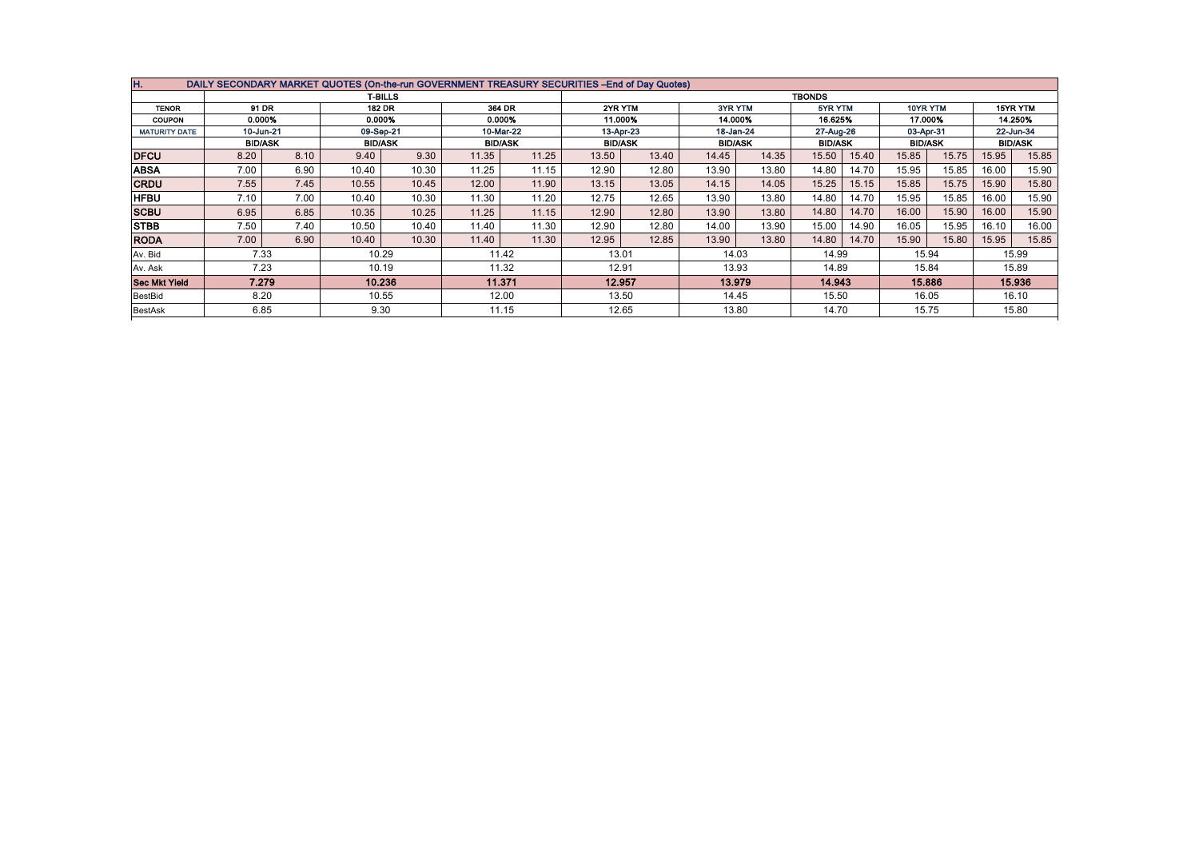| H. | DAILY SECONDARY MARKET QUOTES (On-the-run GOVERNMENT TREASURY SECURITIES –End of Day Quotes) | | | | | | | | | | | | | | | |
|---|---|---|---|---|---|---|---|---|---|---|---|---|---|---|---|---|
| | T-BILLS | | | | | | TBONDS | | | | | | | | | |
| TENOR | 91 DR | | 182 DR | | 364 DR | | 2YR YTM | | 3YR YTM | | 5YR YTM | | 10YR YTM | | 15YR YTM | |
| COUPON | 0.000% | | 0.000% | | 0.000% | | 11.000% | | 14.000% | | 16.625% | | 17.000% | | 14.250% | |
| MATURITY DATE | 10-Jun-21 | | 09-Sep-21 | | 10-Mar-22 | | 13-Apr-23 | | 18-Jan-24 | | 27-Aug-26 | | 03-Apr-31 | | 22-Jun-34 | |
| | BID/ASK | | BID/ASK | | BID/ASK | | BID/ASK | | BID/ASK | | BID/ASK | | BID/ASK | | BID/ASK | |
| DFCU | 8.20 | 8.10 | 9.40 | 9.30 | 11.35 | 11.25 | 13.50 | 13.40 | 14.45 | 14.35 | 15.50 | 15.40 | 15.85 | 15.75 | 15.95 | 15.85 |
| ABSA | 7.00 | 6.90 | 10.40 | 10.30 | 11.25 | 11.15 | 12.90 | 12.80 | 13.90 | 13.80 | 14.80 | 14.70 | 15.95 | 15.85 | 16.00 | 15.90 |
| CRDU | 7.55 | 7.45 | 10.55 | 10.45 | 12.00 | 11.90 | 13.15 | 13.05 | 14.15 | 14.05 | 15.25 | 15.15 | 15.85 | 15.75 | 15.90 | 15.80 |
| HFBU | 7.10 | 7.00 | 10.40 | 10.30 | 11.30 | 11.20 | 12.75 | 12.65 | 13.90 | 13.80 | 14.80 | 14.70 | 15.95 | 15.85 | 16.00 | 15.90 |
| SCBU | 6.95 | 6.85 | 10.35 | 10.25 | 11.25 | 11.15 | 12.90 | 12.80 | 13.90 | 13.80 | 14.80 | 14.70 | 16.00 | 15.90 | 16.00 | 15.90 |
| STBB | 7.50 | 7.40 | 10.50 | 10.40 | 11.40 | 11.30 | 12.90 | 12.80 | 14.00 | 13.90 | 15.00 | 14.90 | 16.05 | 15.95 | 16.10 | 16.00 |
| RODA | 7.00 | 6.90 | 10.40 | 10.30 | 11.40 | 11.30 | 12.95 | 12.85 | 13.90 | 13.80 | 14.80 | 14.70 | 15.90 | 15.80 | 15.95 | 15.85 |
| Av. Bid | 7.33 | | 10.29 | | 11.42 | | 13.01 | | 14.03 | | 14.99 | | 15.94 | | 15.99 | |
| Av. Ask | 7.23 | | 10.19 | | 11.32 | | 12.91 | | 13.93 | | 14.89 | | 15.84 | | 15.89 | |
| Sec Mkt Yield | 7.279 | | 10.236 | | 11.371 | | 12.957 | | 13.979 | | 14.943 | | 15.886 | | 15.936 | |
| BestBid | 8.20 | | 10.55 | | 12.00 | | 13.50 | | 14.45 | | 15.50 | | 16.05 | | 16.10 | |
| BestAsk | 6.85 | | 9.30 | | 11.15 | | 12.65 | | 13.80 | | 14.70 | | 15.75 | | 15.80 | |